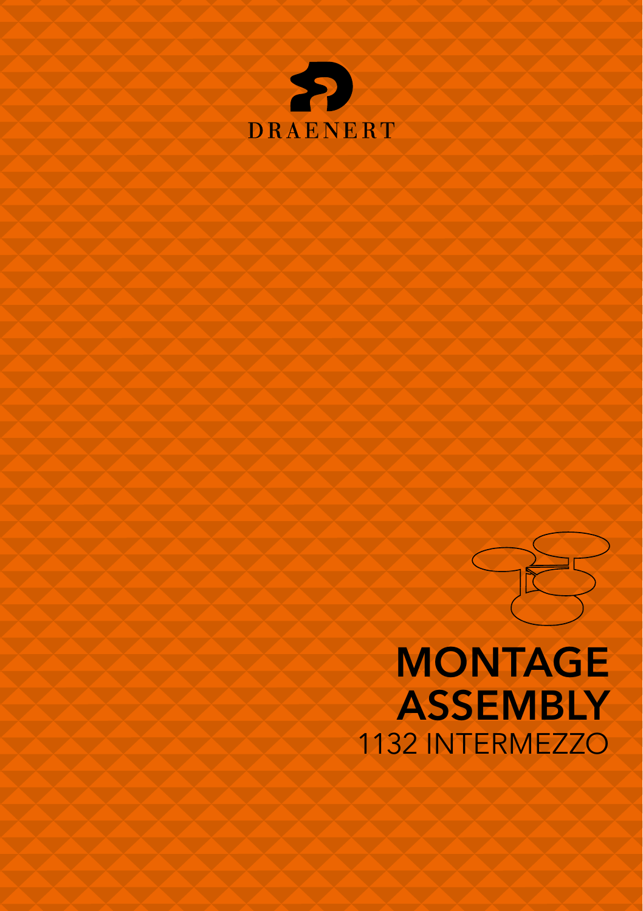DRAENERT

# MONTAGE
# ASSEMBLY
1132 INTERMEZZO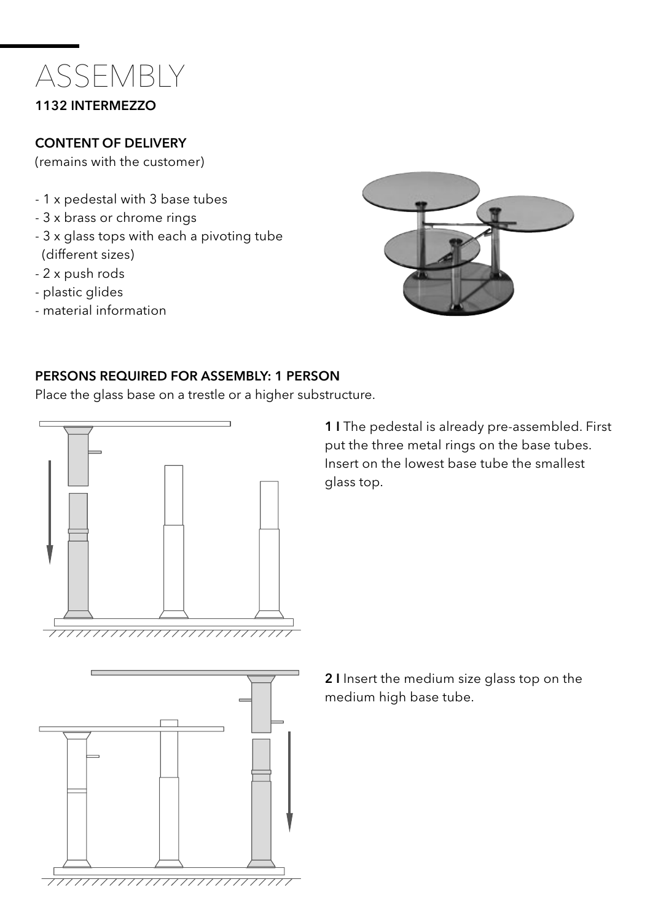# ASSEMBLY

**1132 INTERMEZZO**

**CONTENT OF DELIVERY**

(remains with the customer)

- 1 x pedestal with 3 base tubes
- 3 x brass or chrome rings
- 3 x glass tops with each a pivoting tube (different sizes)
- 2 x push rods
- plastic glides
- material information

**PERSONS REQUIRED FOR ASSEMBLY: 1 PERSON**

Place the glass base on a trestle or a higher substructure.

**1 I** The pedestal is already pre-assembled. First put the three metal rings on the base tubes. Insert on the lowest base tube the smallest glass top.

**2 I** Insert the medium size glass top on the medium high base tube.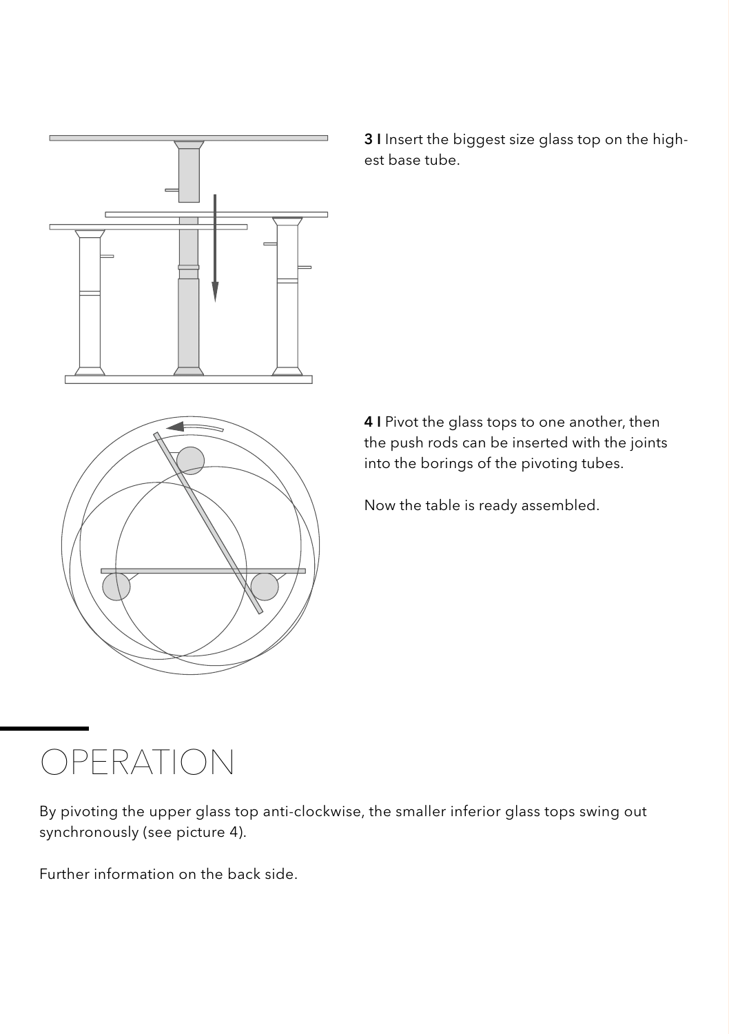**3 I** Insert the biggest size glass top on the highest base tube.

**4 I** Pivot the glass tops to one another, then the push rods can be inserted with the joints into the borings of the pivoting tubes.

Now the table is ready assembled.

# OPERATION

By pivoting the upper glass top anti-clockwise, the smaller inferior glass tops swing out synchronously (see picture 4).

Further information on the back side.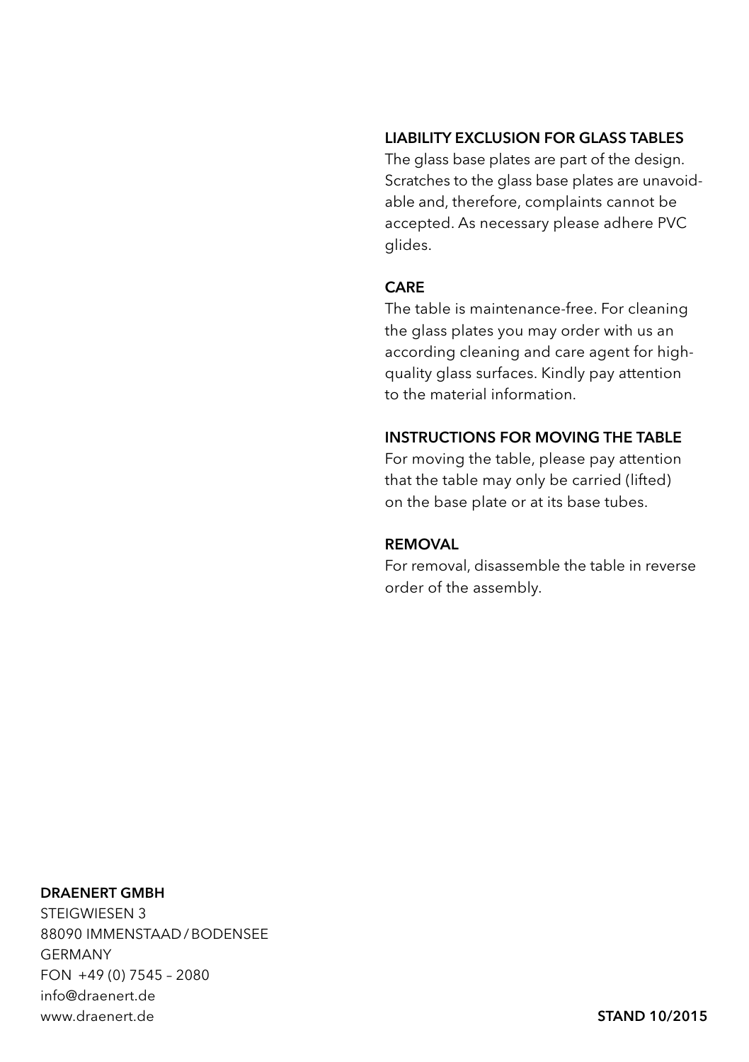## LIABILITY EXCLUSION FOR GLASS TABLES

The glass base plates are part of the design. Scratches to the glass base plates are unavoidable and, therefore, complaints cannot be accepted. As necessary please adhere PVC glides.

## CARE

The table is maintenance-free. For cleaning the glass plates you may order with us an according cleaning and care agent for high-quality glass surfaces. Kindly pay attention to the material information.

## INSTRUCTIONS FOR MOVING THE TABLE

For moving the table, please pay attention that the table may only be carried (lifted) on the base plate or at its base tubes.

## REMOVAL

For removal, disassemble the table in reverse order of the assembly.

**DRAENERT GMBH**
STEIGWIESEN 3
88090 IMMENSTAAD / BODENSEE
GERMANY
FON +49 (0) 7545 – 2080
info@draenert.de
www.draenert.de

**STAND 10/2015**